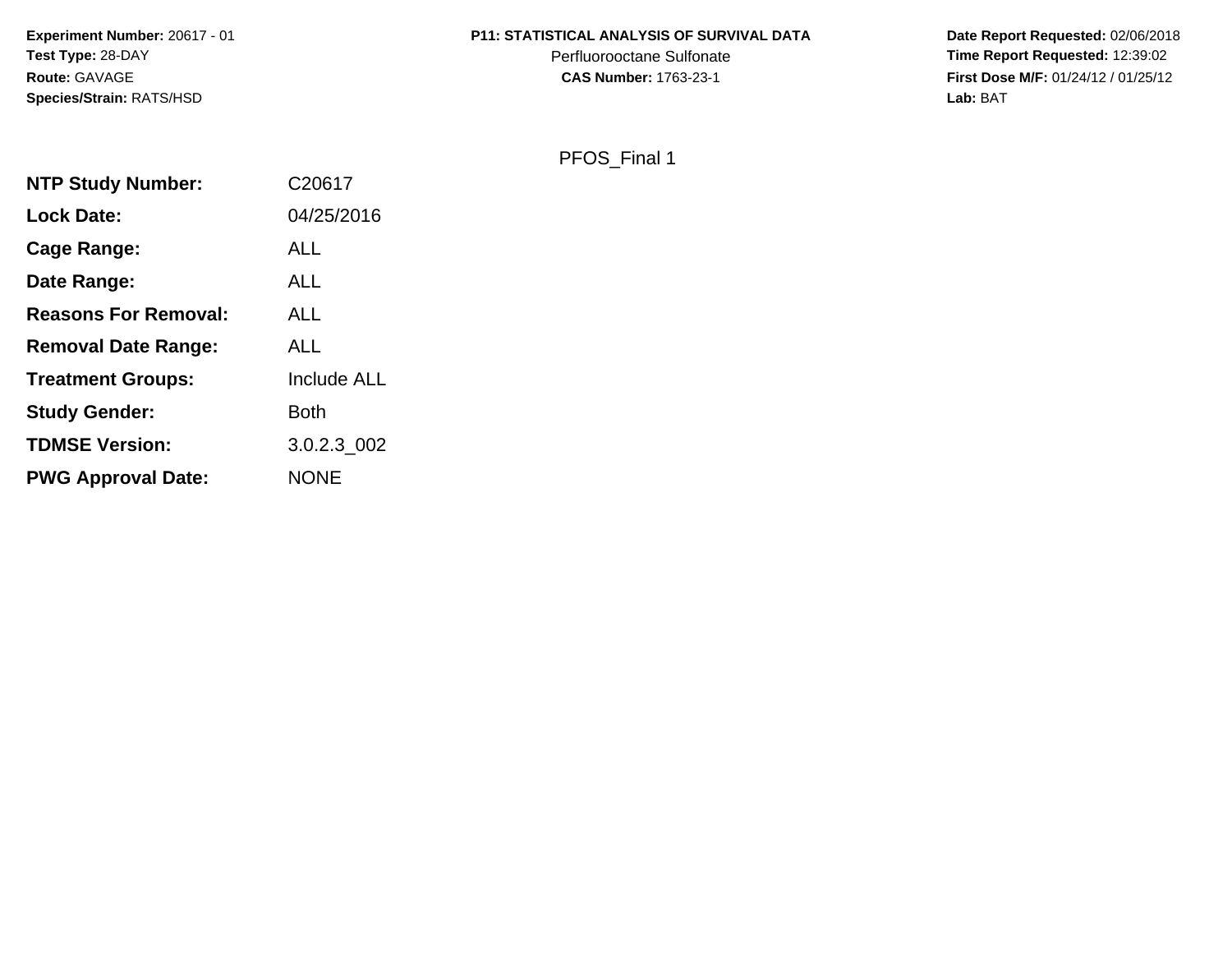**Experiment Number:** 20617 - 01
**Test Type:** 28-DAY
**Route:** GAVAGE
**Species/Strain:** RATS/HSD

**P11: STATISTICAL ANALYSIS OF SURVIVAL DATA**
Perfluorooctane Sulfonate
**CAS Number:** 1763-23-1

**Date Report Requested:** 02/06/2018
**Time Report Requested:** 12:39:02
**First Dose M/F:** 01/24/12 / 01/25/12
**Lab:** BAT

PFOS_Final 1

| | |
|---|---|
| **NTP Study Number:** | C20617 |
| **Lock Date:** | 04/25/2016 |
| **Cage Range:** | ALL |
| **Date Range:** | ALL |
| **Reasons For Removal:** | ALL |
| **Removal Date Range:** | ALL |
| **Treatment Groups:** | Include ALL |
| **Study Gender:** | Both |
| **TDMSE Version:** | 3.0.2.3_002 |
| **PWG Approval Date:** | NONE |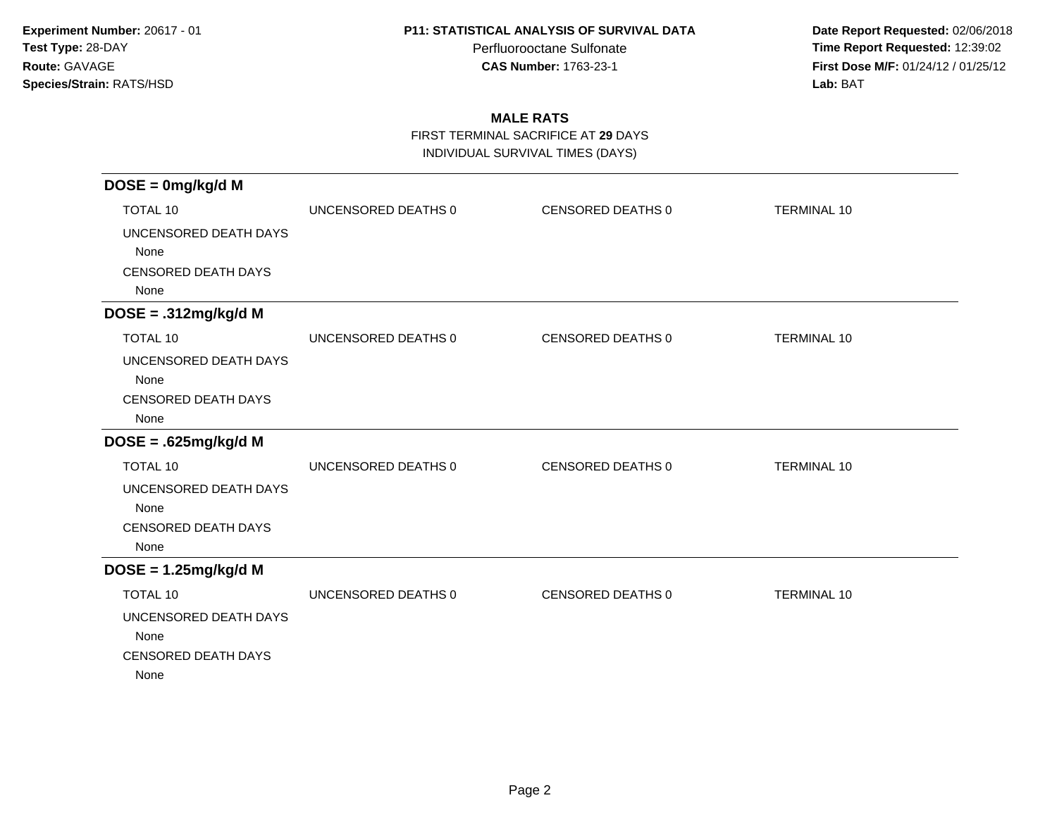**Experiment Number:** 20617 - 01
**Test Type:** 28-DAY
**Route:** GAVAGE
**Species/Strain:** RATS/HSD

**P11: STATISTICAL ANALYSIS OF SURVIVAL DATA**
Perfluorooctane Sulfonate
**CAS Number:** 1763-23-1

**Date Report Requested:** 02/06/2018
**Time Report Requested:** 12:39:02
**First Dose M/F:** 01/24/12 / 01/25/12
**Lab:** BAT

## MALE RATS

FIRST TERMINAL SACRIFICE AT **29** DAYS
INDIVIDUAL SURVIVAL TIMES (DAYS)

### DOSE = 0mg/kg/d M

| TOTAL 10 | UNCENSORED DEATHS 0 | CENSORED DEATHS 0 | TERMINAL 10 |
|---|---|---|---|

UNCENSORED DEATH DAYS
None
CENSORED DEATH DAYS
None

### DOSE = .312mg/kg/d M

| TOTAL 10 | UNCENSORED DEATHS 0 | CENSORED DEATHS 0 | TERMINAL 10 |
|---|---|---|---|

UNCENSORED DEATH DAYS
None
CENSORED DEATH DAYS
None

### DOSE = .625mg/kg/d M

| TOTAL 10 | UNCENSORED DEATHS 0 | CENSORED DEATHS 0 | TERMINAL 10 |
|---|---|---|---|

UNCENSORED DEATH DAYS
None
CENSORED DEATH DAYS
None

### DOSE = 1.25mg/kg/d M

| TOTAL 10 | UNCENSORED DEATHS 0 | CENSORED DEATHS 0 | TERMINAL 10 |
|---|---|---|---|

UNCENSORED DEATH DAYS
None
CENSORED DEATH DAYS
None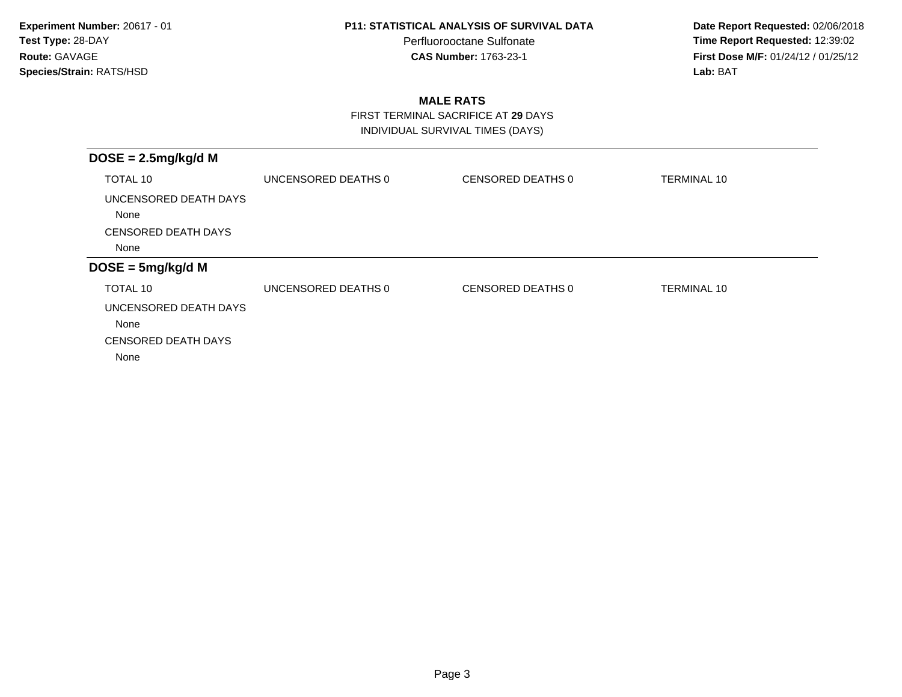**Experiment Number:** 20617 - 01
**Test Type:** 28-DAY
**Route:** GAVAGE
**Species/Strain:** RATS/HSD

**P11: STATISTICAL ANALYSIS OF SURVIVAL DATA**
Perfluorooctane Sulfonate
**CAS Number:** 1763-23-1

**Date Report Requested:** 02/06/2018
**Time Report Requested:** 12:39:02
**First Dose M/F:** 01/24/12 / 01/25/12
**Lab:** BAT

## MALE RATS

FIRST TERMINAL SACRIFICE AT **29** DAYS
INDIVIDUAL SURVIVAL TIMES (DAYS)

### DOSE = 2.5mg/kg/d M

| TOTAL 10 | UNCENSORED DEATHS 0 | CENSORED DEATHS 0 | TERMINAL 10 |
|---|---|---|---|

UNCENSORED DEATH DAYS
None

CENSORED DEATH DAYS
None

### DOSE = 5mg/kg/d M

| TOTAL 10 | UNCENSORED DEATHS 0 | CENSORED DEATHS 0 | TERMINAL 10 |
|---|---|---|---|

UNCENSORED DEATH DAYS
None

CENSORED DEATH DAYS
None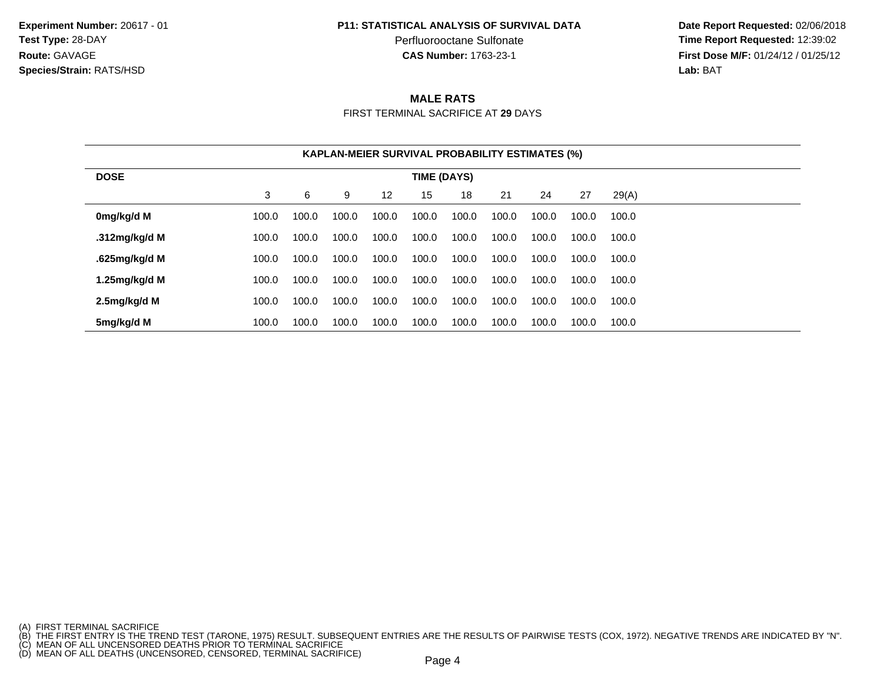**Experiment Number:** 20617 - 01
**Test Type:** 28-DAY
**Route:** GAVAGE
**Species/Strain:** RATS/HSD

**P11: STATISTICAL ANALYSIS OF SURVIVAL DATA**
Perfluorooctane Sulfonate
**CAS Number:** 1763-23-1

**Date Report Requested:** 02/06/2018
**Time Report Requested:** 12:39:02
**First Dose M/F:** 01/24/12 / 01/25/12
**Lab:** BAT

## MALE RATS

FIRST TERMINAL SACRIFICE AT **29** DAYS

### KAPLAN-MEIER SURVIVAL PROBABILITY ESTIMATES (%)

| DOSE | TIME (DAYS) | | | | | | | | | |
|---|---|---|---|---|---|---|---|---|---|---|
| | 3 | 6 | 9 | 12 | 15 | 18 | 21 | 24 | 27 | 29(A) |
| **0mg/kg/d M** | 100.0 | 100.0 | 100.0 | 100.0 | 100.0 | 100.0 | 100.0 | 100.0 | 100.0 | 100.0 |
| **.312mg/kg/d M** | 100.0 | 100.0 | 100.0 | 100.0 | 100.0 | 100.0 | 100.0 | 100.0 | 100.0 | 100.0 |
| **.625mg/kg/d M** | 100.0 | 100.0 | 100.0 | 100.0 | 100.0 | 100.0 | 100.0 | 100.0 | 100.0 | 100.0 |
| **1.25mg/kg/d M** | 100.0 | 100.0 | 100.0 | 100.0 | 100.0 | 100.0 | 100.0 | 100.0 | 100.0 | 100.0 |
| **2.5mg/kg/d M** | 100.0 | 100.0 | 100.0 | 100.0 | 100.0 | 100.0 | 100.0 | 100.0 | 100.0 | 100.0 |
| **5mg/kg/d M** | 100.0 | 100.0 | 100.0 | 100.0 | 100.0 | 100.0 | 100.0 | 100.0 | 100.0 | 100.0 |

(A) FIRST TERMINAL SACRIFICE
(B) THE FIRST ENTRY IS THE TREND TEST (TARONE, 1975) RESULT. SUBSEQUENT ENTRIES ARE THE RESULTS OF PAIRWISE TESTS (COX, 1972). NEGATIVE TRENDS ARE INDICATED BY "N".
(C) MEAN OF ALL UNCENSORED DEATHS PRIOR TO TERMINAL SACRIFICE
(D) MEAN OF ALL DEATHS (UNCENSORED, CENSORED, TERMINAL SACRIFICE)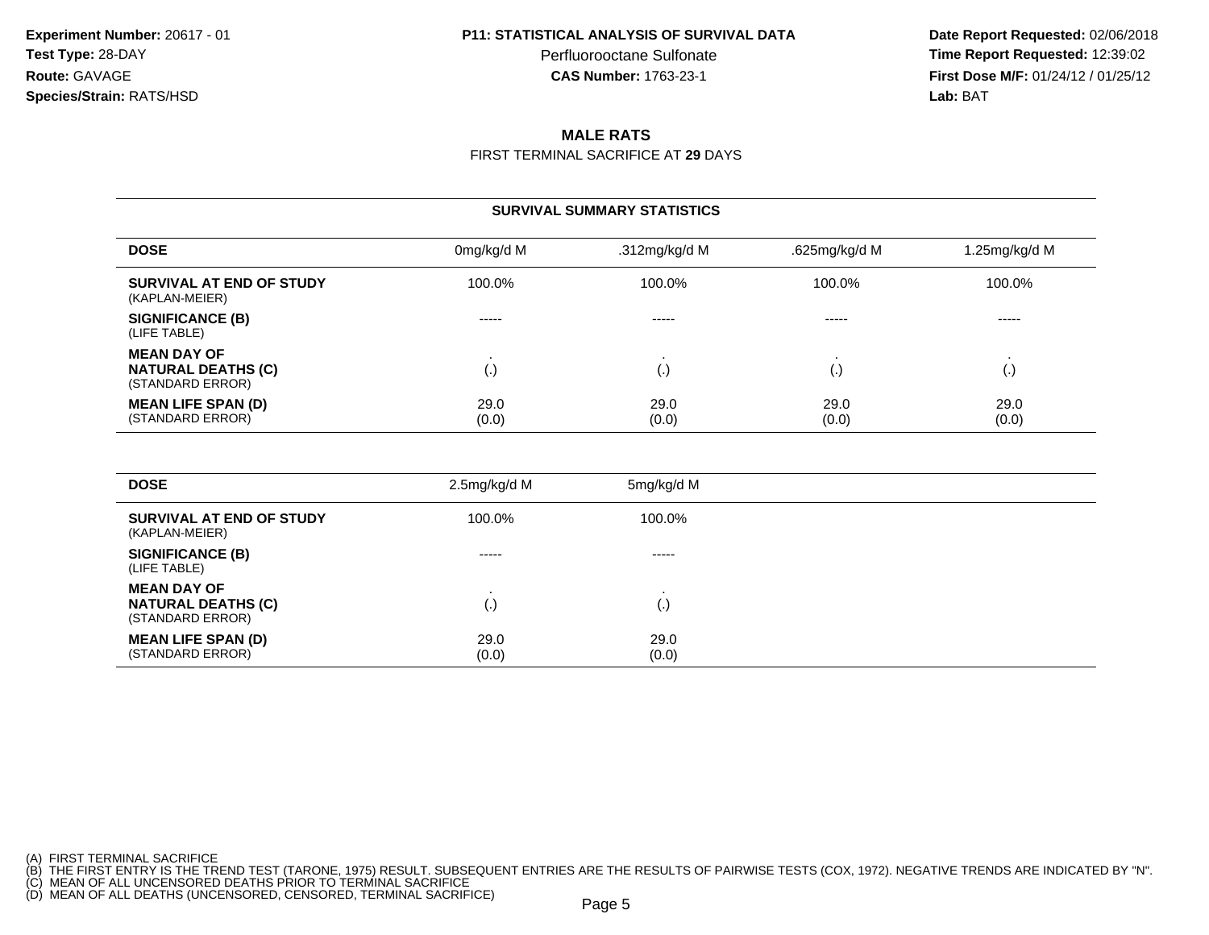Experiment Number: 20617 - 01
Test Type: 28-DAY
Route: GAVAGE
Species/Strain: RATS/HSD

# P11: STATISTICAL ANALYSIS OF SURVIVAL DATA

Perfluorooctane Sulfonate
**CAS Number:** 1763-23-1

Date Report Requested: 02/06/2018
Time Report Requested: 12:39:02
First Dose M/F: 01/24/12 / 01/25/12
Lab: BAT

## MALE RATS

FIRST TERMINAL SACRIFICE AT **29** DAYS

### SURVIVAL SUMMARY STATISTICS

| DOSE | 0mg/kg/d M | .312mg/kg/d M | .625mg/kg/d M | 1.25mg/kg/d M |
|---|---|---|---|---|
| **SURVIVAL AT END OF STUDY** (KAPLAN-MEIER) | 100.0% | 100.0% | 100.0% | 100.0% |
| **SIGNIFICANCE (B)** (LIFE TABLE) | ----- | ----- | ----- | ----- |
| **MEAN DAY OF NATURAL DEATHS (C)** (STANDARD ERROR) | . (.) | . (.) | . (.) | . (.) |
| **MEAN LIFE SPAN (D)** (STANDARD ERROR) | 29.0 (0.0) | 29.0 (0.0) | 29.0 (0.0) | 29.0 (0.0) |

| DOSE | 2.5mg/kg/d M | 5mg/kg/d M |
|---|---|---|
| **SURVIVAL AT END OF STUDY** (KAPLAN-MEIER) | 100.0% | 100.0% |
| **SIGNIFICANCE (B)** (LIFE TABLE) | ----- | ----- |
| **MEAN DAY OF NATURAL DEATHS (C)** (STANDARD ERROR) | . (.) | . (.) |
| **MEAN LIFE SPAN (D)** (STANDARD ERROR) | 29.0 (0.0) | 29.0 (0.0) |

(A) FIRST TERMINAL SACRIFICE
(B) THE FIRST ENTRY IS THE TREND TEST (TARONE, 1975) RESULT. SUBSEQUENT ENTRIES ARE THE RESULTS OF PAIRWISE TESTS (COX, 1972). NEGATIVE TRENDS ARE INDICATED BY "N".
(C) MEAN OF ALL UNCENSORED DEATHS PRIOR TO TERMINAL SACRIFICE
(D) MEAN OF ALL DEATHS (UNCENSORED, CENSORED, TERMINAL SACRIFICE)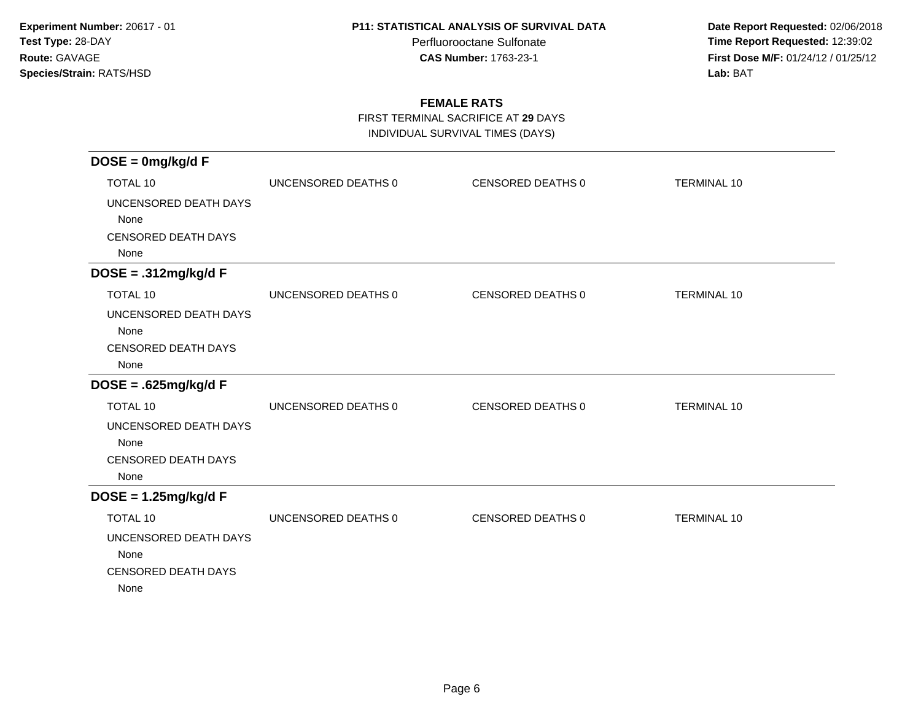**Experiment Number:** 20617 - 01
**Test Type:** 28-DAY
**Route:** GAVAGE
**Species/Strain:** RATS/HSD

**P11: STATISTICAL ANALYSIS OF SURVIVAL DATA**
Perfluorooctane Sulfonate
**CAS Number:** 1763-23-1

**Date Report Requested:** 02/06/2018
**Time Report Requested:** 12:39:02
**First Dose M/F:** 01/24/12 / 01/25/12
**Lab:** BAT

## FEMALE RATS

FIRST TERMINAL SACRIFICE AT **29** DAYS
INDIVIDUAL SURVIVAL TIMES (DAYS)

### DOSE = 0mg/kg/d F

| TOTAL 10 | UNCENSORED DEATHS 0 | CENSORED DEATHS 0 | TERMINAL 10 |
|---|---|---|---|

UNCENSORED DEATH DAYS
None
CENSORED DEATH DAYS
None

### DOSE = .312mg/kg/d F

| TOTAL 10 | UNCENSORED DEATHS 0 | CENSORED DEATHS 0 | TERMINAL 10 |
|---|---|---|---|

UNCENSORED DEATH DAYS
None
CENSORED DEATH DAYS
None

### DOSE = .625mg/kg/d F

| TOTAL 10 | UNCENSORED DEATHS 0 | CENSORED DEATHS 0 | TERMINAL 10 |
|---|---|---|---|

UNCENSORED DEATH DAYS
None
CENSORED DEATH DAYS
None

### DOSE = 1.25mg/kg/d F

| TOTAL 10 | UNCENSORED DEATHS 0 | CENSORED DEATHS 0 | TERMINAL 10 |
|---|---|---|---|

UNCENSORED DEATH DAYS
None
CENSORED DEATH DAYS
None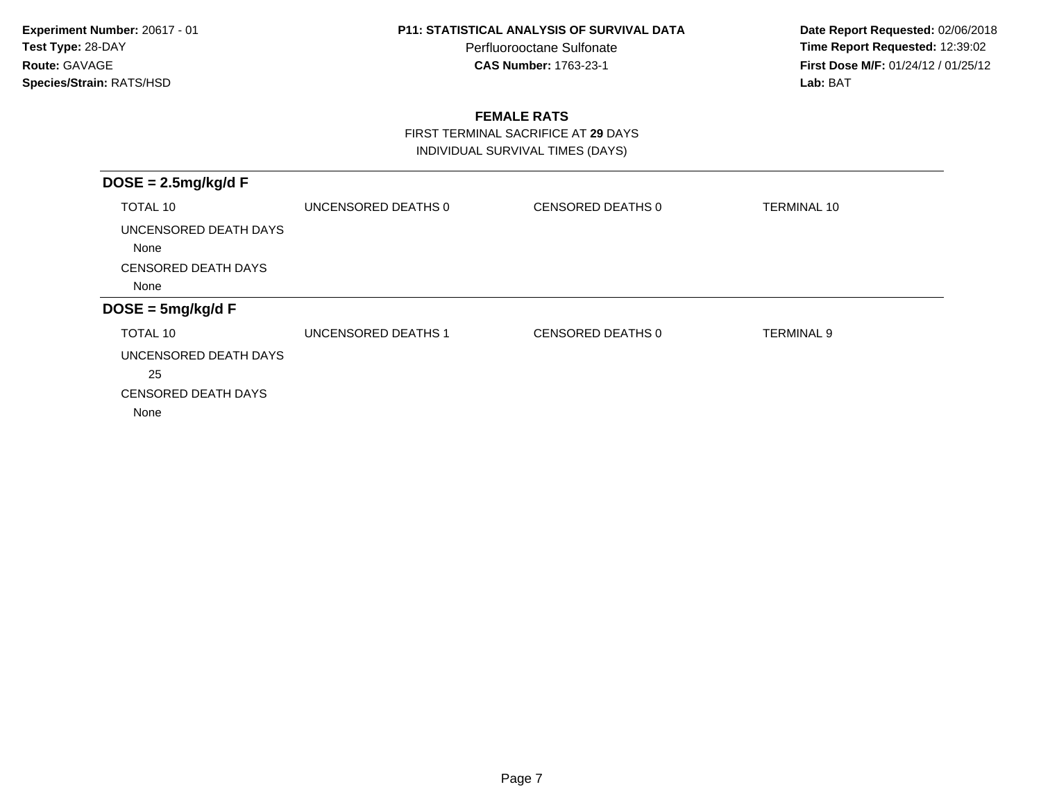**Experiment Number:** 20617 - 01
**Test Type:** 28-DAY
**Route:** GAVAGE
**Species/Strain:** RATS/HSD

**P11: STATISTICAL ANALYSIS OF SURVIVAL DATA**
Perfluorooctane Sulfonate
**CAS Number:** 1763-23-1

**Date Report Requested:** 02/06/2018
**Time Report Requested:** 12:39:02
**First Dose M/F:** 01/24/12 / 01/25/12
**Lab:** BAT

## FEMALE RATS

FIRST TERMINAL SACRIFICE AT **29** DAYS

INDIVIDUAL SURVIVAL TIMES (DAYS)

### DOSE = 2.5mg/kg/d F

| TOTAL 10 | UNCENSORED DEATHS 0 | CENSORED DEATHS 0 | TERMINAL 10 |
|---|---|---|---|

UNCENSORED DEATH DAYS

None

CENSORED DEATH DAYS

None

### DOSE = 5mg/kg/d F

| TOTAL 10 | UNCENSORED DEATHS 1 | CENSORED DEATHS 0 | TERMINAL 9 |
|---|---|---|---|

UNCENSORED DEATH DAYS

25

CENSORED DEATH DAYS

None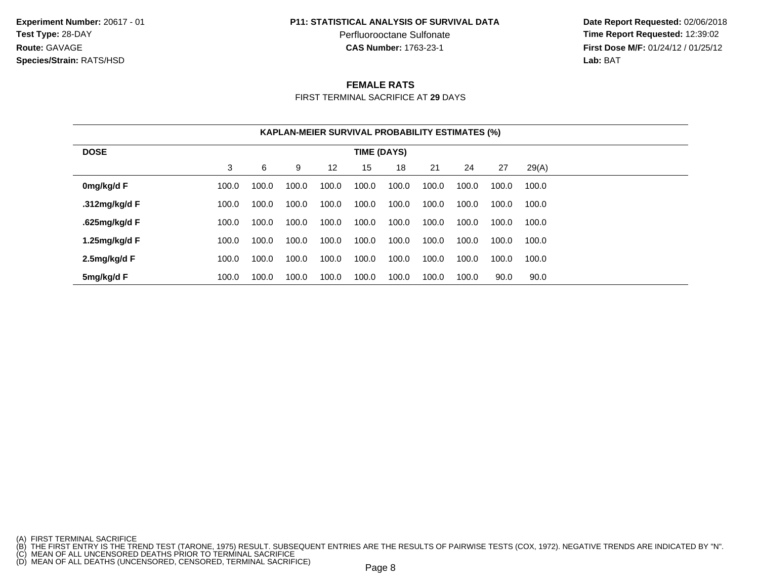**Experiment Number:** 20617 - 01
**Test Type:** 28-DAY
**Route:** GAVAGE
**Species/Strain:** RATS/HSD

**P11: STATISTICAL ANALYSIS OF SURVIVAL DATA**
Perfluorooctane Sulfonate
**CAS Number:** 1763-23-1

**Date Report Requested:** 02/06/2018
**Time Report Requested:** 12:39:02
**First Dose M/F:** 01/24/12 / 01/25/12
**Lab:** BAT

## FEMALE RATS

FIRST TERMINAL SACRIFICE AT **29** DAYS

**KAPLAN-MEIER SURVIVAL PROBABILITY ESTIMATES (%)**

| DOSE | TIME (DAYS) | | | | | | | | | |
|---|---|---|---|---|---|---|---|---|---|---|
| | 3 | 6 | 9 | 12 | 15 | 18 | 21 | 24 | 27 | 29(A) |
| **0mg/kg/d F** | 100.0 | 100.0 | 100.0 | 100.0 | 100.0 | 100.0 | 100.0 | 100.0 | 100.0 | 100.0 |
| **.312mg/kg/d F** | 100.0 | 100.0 | 100.0 | 100.0 | 100.0 | 100.0 | 100.0 | 100.0 | 100.0 | 100.0 |
| **.625mg/kg/d F** | 100.0 | 100.0 | 100.0 | 100.0 | 100.0 | 100.0 | 100.0 | 100.0 | 100.0 | 100.0 |
| **1.25mg/kg/d F** | 100.0 | 100.0 | 100.0 | 100.0 | 100.0 | 100.0 | 100.0 | 100.0 | 100.0 | 100.0 |
| **2.5mg/kg/d F** | 100.0 | 100.0 | 100.0 | 100.0 | 100.0 | 100.0 | 100.0 | 100.0 | 100.0 | 100.0 |
| **5mg/kg/d F** | 100.0 | 100.0 | 100.0 | 100.0 | 100.0 | 100.0 | 100.0 | 100.0 | 90.0 | 90.0 |

(A) FIRST TERMINAL SACRIFICE
(B) THE FIRST ENTRY IS THE TREND TEST (TARONE, 1975) RESULT. SUBSEQUENT ENTRIES ARE THE RESULTS OF PAIRWISE TESTS (COX, 1972). NEGATIVE TRENDS ARE INDICATED BY "N".
(C) MEAN OF ALL UNCENSORED DEATHS PRIOR TO TERMINAL SACRIFICE
(D) MEAN OF ALL DEATHS (UNCENSORED, CENSORED, TERMINAL SACRIFICE)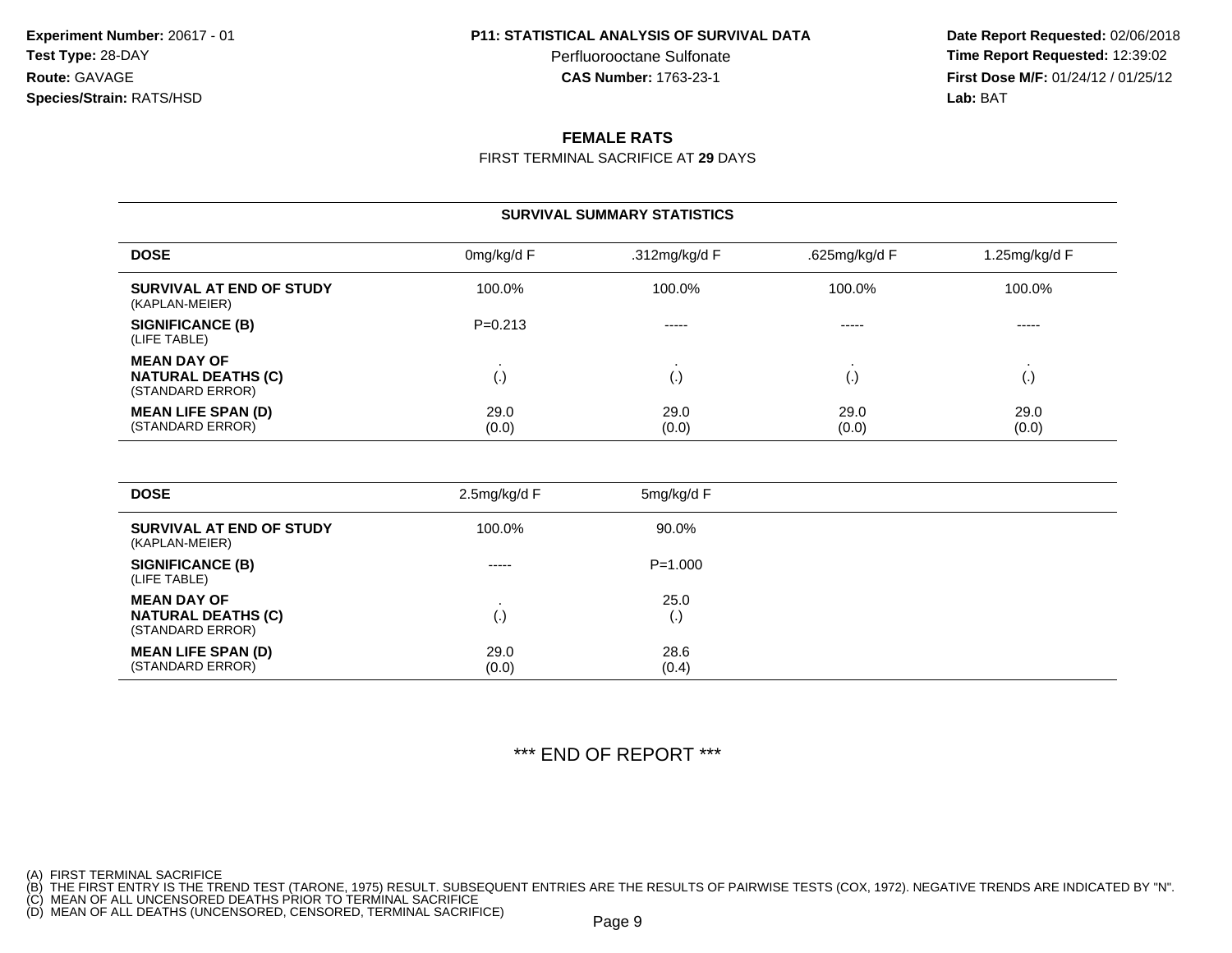**Experiment Number:** 20617 - 01
**Test Type:** 28-DAY
**Route:** GAVAGE
**Species/Strain:** RATS/HSD

**P11: STATISTICAL ANALYSIS OF SURVIVAL DATA**
Perfluorooctane Sulfonate
**CAS Number:** 1763-23-1

**Date Report Requested:** 02/06/2018
**Time Report Requested:** 12:39:02
**First Dose M/F:** 01/24/12 / 01/25/12
**Lab:** BAT

## FEMALE RATS

FIRST TERMINAL SACRIFICE AT **29** DAYS

### SURVIVAL SUMMARY STATISTICS

| DOSE | 0mg/kg/d F | .312mg/kg/d F | .625mg/kg/d F | 1.25mg/kg/d F |
|---|---|---|---|---|
| **SURVIVAL AT END OF STUDY** (KAPLAN-MEIER) | 100.0% | 100.0% | 100.0% | 100.0% |
| **SIGNIFICANCE (B)** (LIFE TABLE) | P=0.213 | ----- | ----- | ----- |
| **MEAN DAY OF NATURAL DEATHS (C)** (STANDARD ERROR) | . (.) | . (.) | . (.) | . (.) |
| **MEAN LIFE SPAN (D)** (STANDARD ERROR) | 29.0 (0.0) | 29.0 (0.0) | 29.0 (0.0) | 29.0 (0.0) |

| DOSE | 2.5mg/kg/d F | 5mg/kg/d F |
|---|---|---|
| **SURVIVAL AT END OF STUDY** (KAPLAN-MEIER) | 100.0% | 90.0% |
| **SIGNIFICANCE (B)** (LIFE TABLE) | ----- | P=1.000 |
| **MEAN DAY OF NATURAL DEATHS (C)** (STANDARD ERROR) | . (.) | 25.0 (.) |
| **MEAN LIFE SPAN (D)** (STANDARD ERROR) | 29.0 (0.0) | 28.6 (0.4) |

\*\*\* END OF REPORT \*\*\*

(A) FIRST TERMINAL SACRIFICE
(B) THE FIRST ENTRY IS THE TREND TEST (TARONE, 1975) RESULT. SUBSEQUENT ENTRIES ARE THE RESULTS OF PAIRWISE TESTS (COX, 1972). NEGATIVE TRENDS ARE INDICATED BY "N".
(C) MEAN OF ALL UNCENSORED DEATHS PRIOR TO TERMINAL SACRIFICE
(D) MEAN OF ALL DEATHS (UNCENSORED, CENSORED, TERMINAL SACRIFICE)